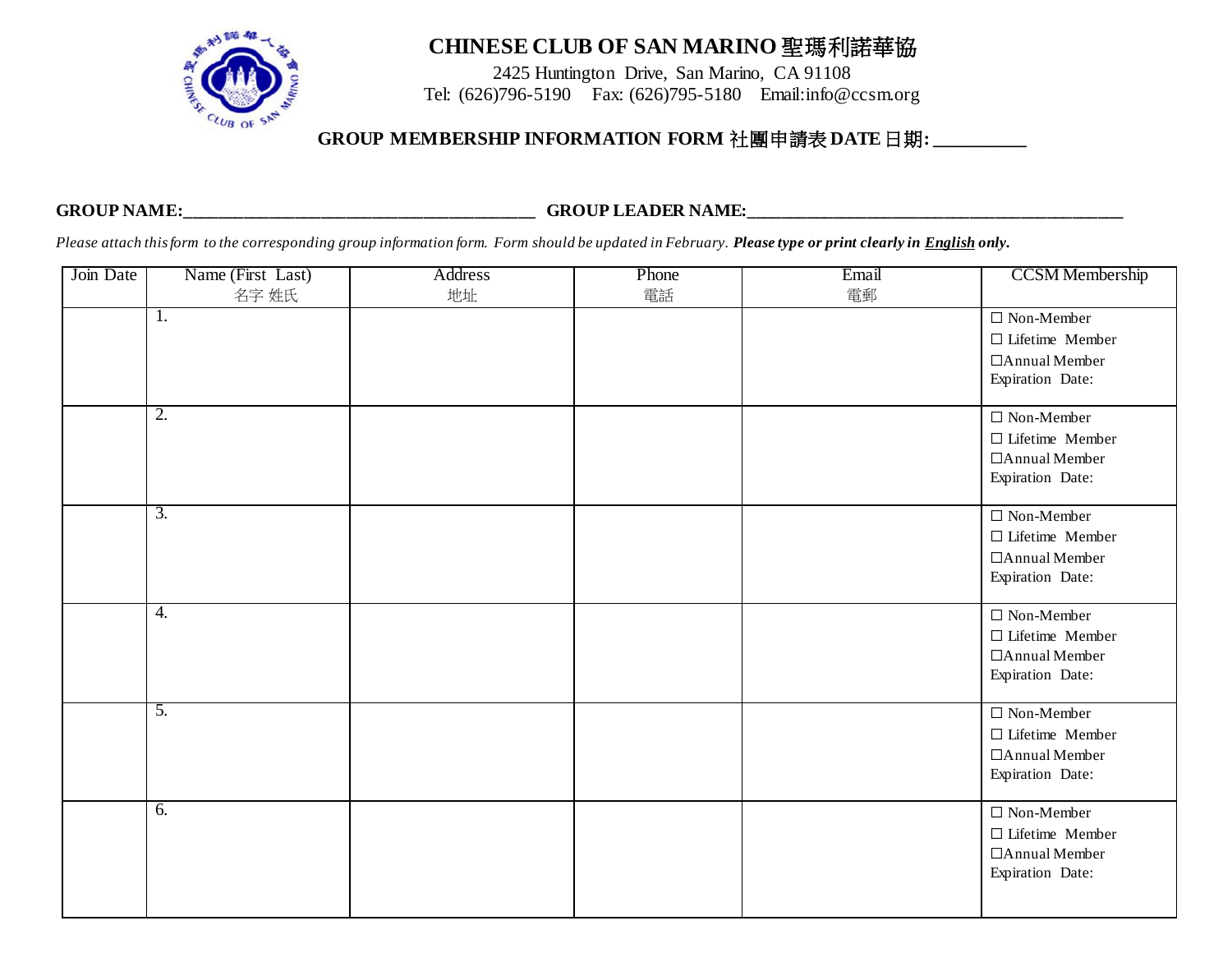# CHINESE CLUB OF SAN MARINO 聖瑪利諾華協

2425 Huntington Drive, San Marino, CA 91108
Tel: (626)796-5190 Fax: (626)795-5180 Email:info@ccsm.org

**GROUP MEMBERSHIP INFORMATION FORM 社團申請表 DATE 日期: __________**

**GROUP NAME:________________________________________ GROUP LEADER NAME:___________________________________________**

*Please attach this form to the corresponding group information form. Form should be updated in February.* ***Please type or print clearly in English only.***

| Join Date | Name (First Last) 名字 姓氏 | Address 地址 | Phone 電話 | Email 電郵 | CCSM Membership |
|---|---|---|---|---|---|
| | 1. | | | | ☐ Non-Member<br>☐ Lifetime Member<br>☐Annual Member<br>Expiration Date: |
| | 2. | | | | ☐ Non-Member<br>☐ Lifetime Member<br>☐Annual Member<br>Expiration Date: |
| | 3. | | | | ☐ Non-Member<br>☐ Lifetime Member<br>☐Annual Member<br>Expiration Date: |
| | 4. | | | | ☐ Non-Member<br>☐ Lifetime Member<br>☐Annual Member<br>Expiration Date: |
| | 5. | | | | ☐ Non-Member<br>☐ Lifetime Member<br>☐Annual Member<br>Expiration Date: |
| | 6. | | | | ☐ Non-Member<br>☐ Lifetime Member<br>☐Annual Member<br>Expiration Date: |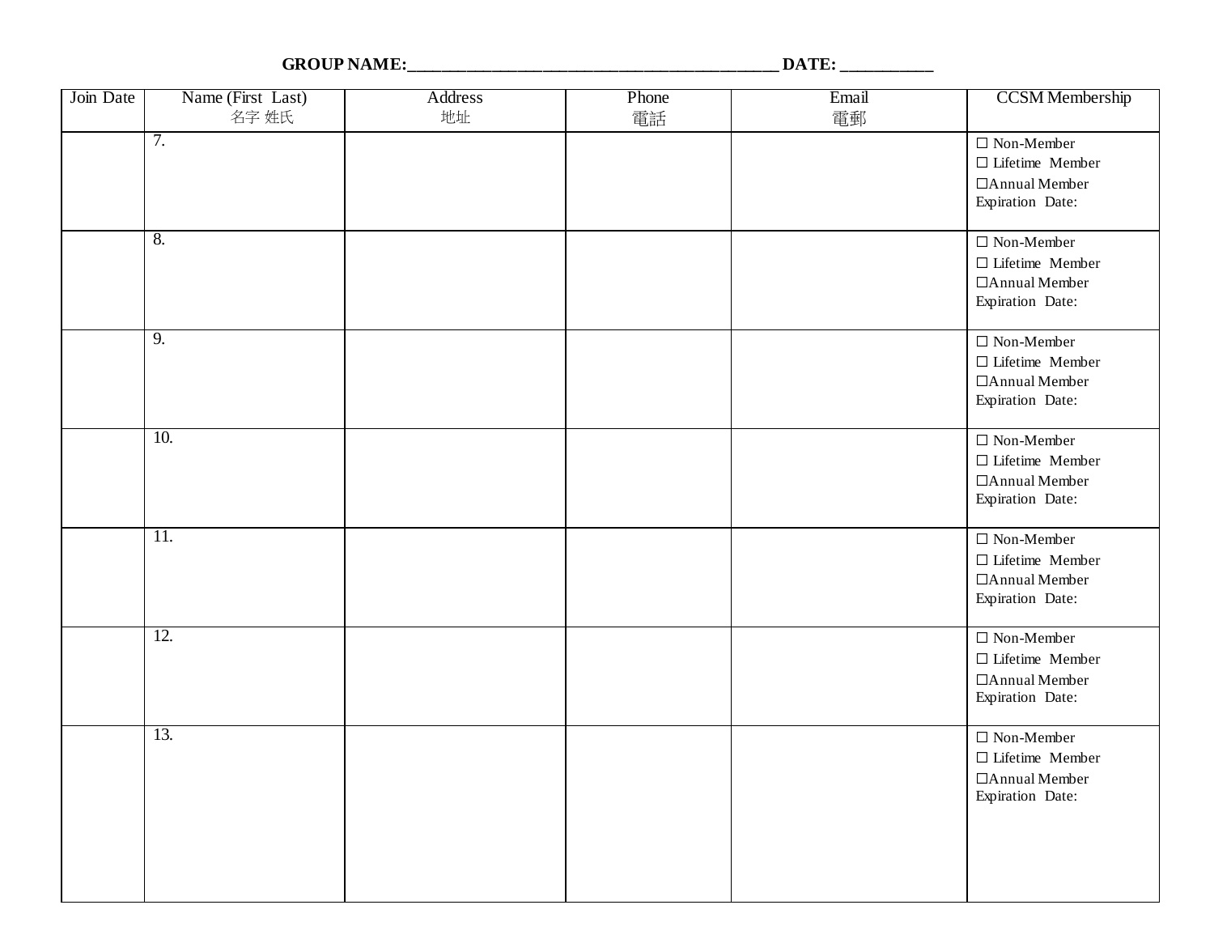**GROUP NAME:\_\_\_\_\_\_\_\_\_\_\_\_\_\_\_\_\_\_\_\_\_\_\_\_\_\_\_\_\_\_\_\_\_\_\_\_\_\_\_\_\_\_\_\_\_ DATE: \_\_\_\_\_\_\_\_\_\_\_**

| Join Date | Name (First Last) 名字 姓氏 | Address 地址 | Phone 電話 | Email 電郵 | CCSM Membership |
|---|---|---|---|---|---|
| | 7. | | | | ☐ Non-Member<br>☐ Lifetime Member<br>☐Annual Member<br>Expiration Date: |
| | 8. | | | | ☐ Non-Member<br>☐ Lifetime Member<br>☐Annual Member<br>Expiration Date: |
| | 9. | | | | ☐ Non-Member<br>☐ Lifetime Member<br>☐Annual Member<br>Expiration Date: |
| | 10. | | | | ☐ Non-Member<br>☐ Lifetime Member<br>☐Annual Member<br>Expiration Date: |
| | 11. | | | | ☐ Non-Member<br>☐ Lifetime Member<br>☐Annual Member<br>Expiration Date: |
| | 12. | | | | ☐ Non-Member<br>☐ Lifetime Member<br>☐Annual Member<br>Expiration Date: |
| | 13. | | | | ☐ Non-Member<br>☐ Lifetime Member<br>☐Annual Member<br>Expiration Date: |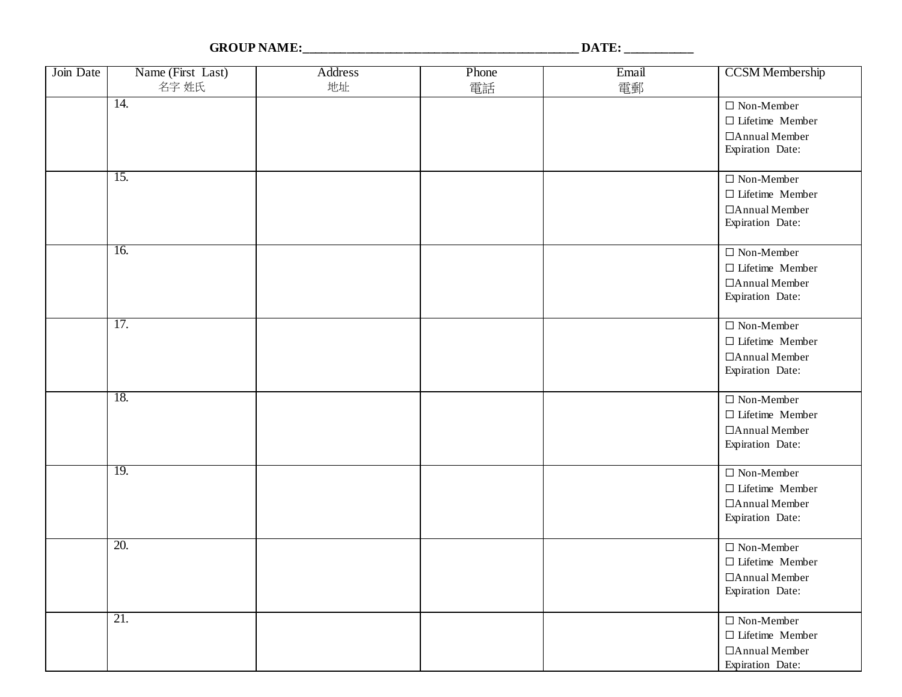**GROUP NAME:\_\_\_\_\_\_\_\_\_\_\_\_\_\_\_\_\_\_\_\_\_\_\_\_\_\_\_\_\_\_\_\_\_\_\_\_\_\_\_\_\_\_\_\_ DATE: \_\_\_\_\_\_\_\_\_\_\_**

| Join Date | Name (First Last)<br>名字 姓氏 | Address<br>地址 | Phone<br>電話 | Email<br>電郵 | CCSM Membership |
|---|---|---|---|---|---|
| | 14. | | | | ☐ Non-Member<br>☐ Lifetime Member<br>☐Annual Member<br>Expiration Date: |
| | 15. | | | | ☐ Non-Member<br>☐ Lifetime Member<br>☐Annual Member<br>Expiration Date: |
| | 16. | | | | ☐ Non-Member<br>☐ Lifetime Member<br>☐Annual Member<br>Expiration Date: |
| | 17. | | | | ☐ Non-Member<br>☐ Lifetime Member<br>☐Annual Member<br>Expiration Date: |
| | 18. | | | | ☐ Non-Member<br>☐ Lifetime Member<br>☐Annual Member<br>Expiration Date: |
| | 19. | | | | ☐ Non-Member<br>☐ Lifetime Member<br>☐Annual Member<br>Expiration Date: |
| | 20. | | | | ☐ Non-Member<br>☐ Lifetime Member<br>☐Annual Member<br>Expiration Date: |
| | 21. | | | | ☐ Non-Member<br>☐ Lifetime Member<br>☐Annual Member<br>Expiration Date: |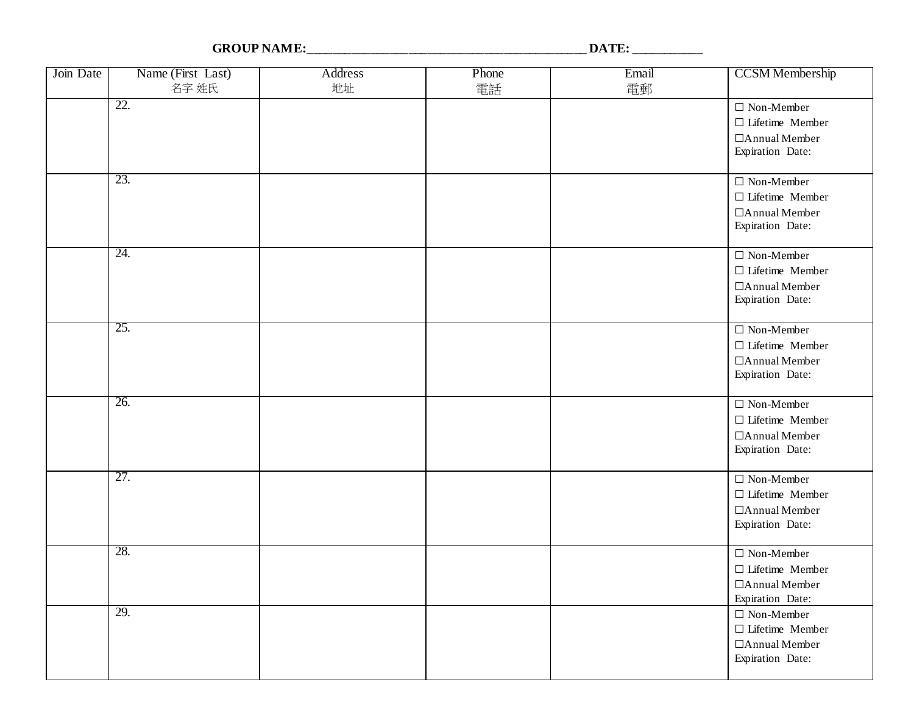**GROUP NAME:_____________________________________________ DATE: ___________**

| Join Date | Name (First Last)<br>名字 姓氏 | Address<br>地址 | Phone<br>電話 | Email<br>電郵 | CCSM Membership |
|---|---|---|---|---|---|
| | 22. | | | | ☐ Non-Member<br>☐ Lifetime Member<br>☐Annual Member<br>Expiration Date: |
| | 23. | | | | ☐ Non-Member<br>☐ Lifetime Member<br>☐Annual Member<br>Expiration Date: |
| | 24. | | | | ☐ Non-Member<br>☐ Lifetime Member<br>☐Annual Member<br>Expiration Date: |
| | 25. | | | | ☐ Non-Member<br>☐ Lifetime Member<br>☐Annual Member<br>Expiration Date: |
| | 26. | | | | ☐ Non-Member<br>☐ Lifetime Member<br>☐Annual Member<br>Expiration Date: |
| | 27. | | | | ☐ Non-Member<br>☐ Lifetime Member<br>☐Annual Member<br>Expiration Date: |
| | 28. | | | | ☐ Non-Member<br>☐ Lifetime Member<br>☐Annual Member<br>Expiration Date: |
| | 29. | | | | ☐ Non-Member<br>☐ Lifetime Member<br>☐Annual Member<br>Expiration Date: |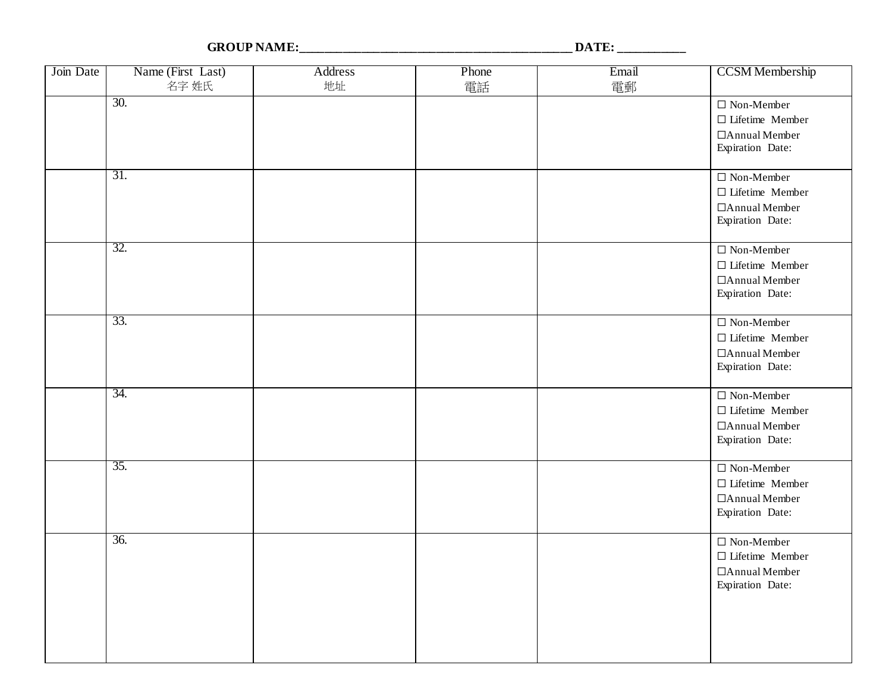**GROUP NAME:\_\_\_\_\_\_\_\_\_\_\_\_\_\_\_\_\_\_\_\_\_\_\_\_\_\_\_\_\_\_\_\_\_\_\_\_\_\_\_\_\_\_\_\_\_\_ DATE: \_\_\_\_\_\_\_\_\_\_\_**

| Join Date | Name (First Last)<br>名字 姓氏 | Address<br>地址 | Phone<br>電話 | Email<br>電郵 | CCSM Membership |
|---|---|---|---|---|---|
| | 30. | | | | ☐ Non-Member<br>☐ Lifetime Member<br>☐Annual Member<br>Expiration Date: |
| | 31. | | | | ☐ Non-Member<br>☐ Lifetime Member<br>☐Annual Member<br>Expiration Date: |
| | 32. | | | | ☐ Non-Member<br>☐ Lifetime Member<br>☐Annual Member<br>Expiration Date: |
| | 33. | | | | ☐ Non-Member<br>☐ Lifetime Member<br>☐Annual Member<br>Expiration Date: |
| | 34. | | | | ☐ Non-Member<br>☐ Lifetime Member<br>☐Annual Member<br>Expiration Date: |
| | 35. | | | | ☐ Non-Member<br>☐ Lifetime Member<br>☐Annual Member<br>Expiration Date: |
| | 36. | | | | ☐ Non-Member<br>☐ Lifetime Member<br>☐Annual Member<br>Expiration Date: |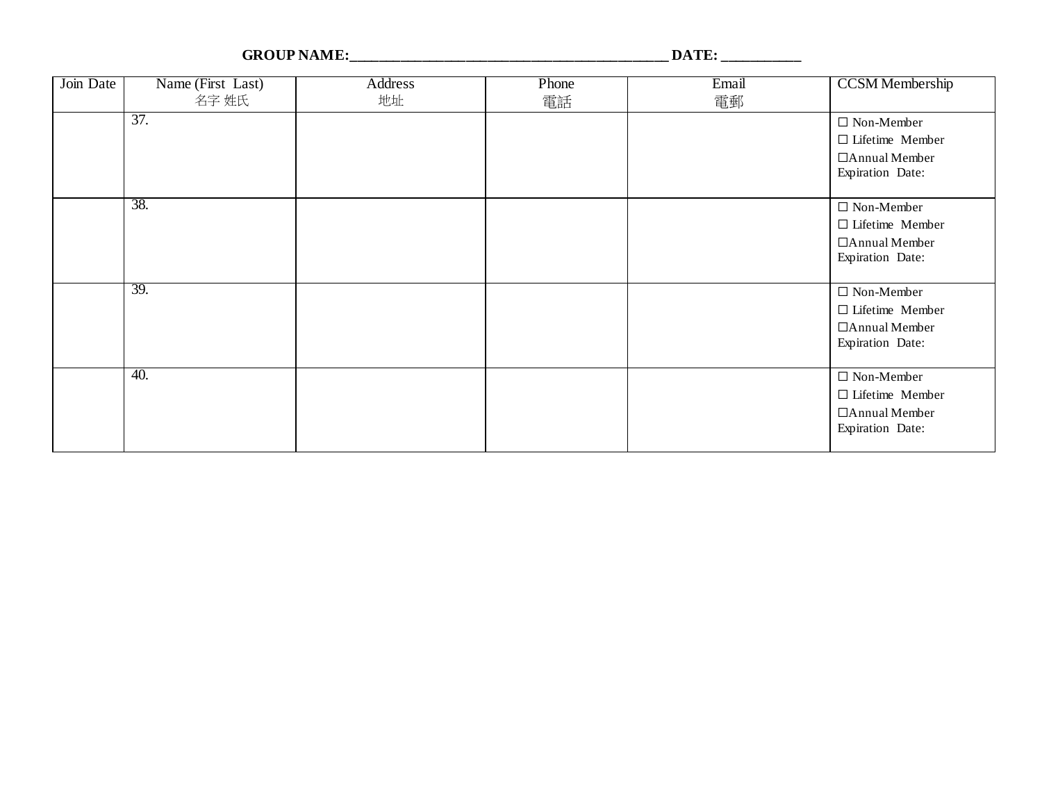**GROUP NAME:\_\_\_\_\_\_\_\_\_\_\_\_\_\_\_\_\_\_\_\_\_\_\_\_\_\_\_\_\_\_\_\_\_\_\_\_\_\_\_\_\_\_\_\_ DATE: \_\_\_\_\_\_\_\_\_\_\_**

| Join Date | Name (First Last)<br>名字 姓氏 | Address<br>地址 | Phone<br>電話 | Email<br>電郵 | CCSM Membership |
|---|---|---|---|---|---|
| | 37. | | | | ☐ Non-Member<br>☐ Lifetime Member<br>☐Annual Member<br>Expiration Date: |
| | 38. | | | | ☐ Non-Member<br>☐ Lifetime Member<br>☐Annual Member<br>Expiration Date: |
| | 39. | | | | ☐ Non-Member<br>☐ Lifetime Member<br>☐Annual Member<br>Expiration Date: |
| | 40. | | | | ☐ Non-Member<br>☐ Lifetime Member<br>☐Annual Member<br>Expiration Date: |